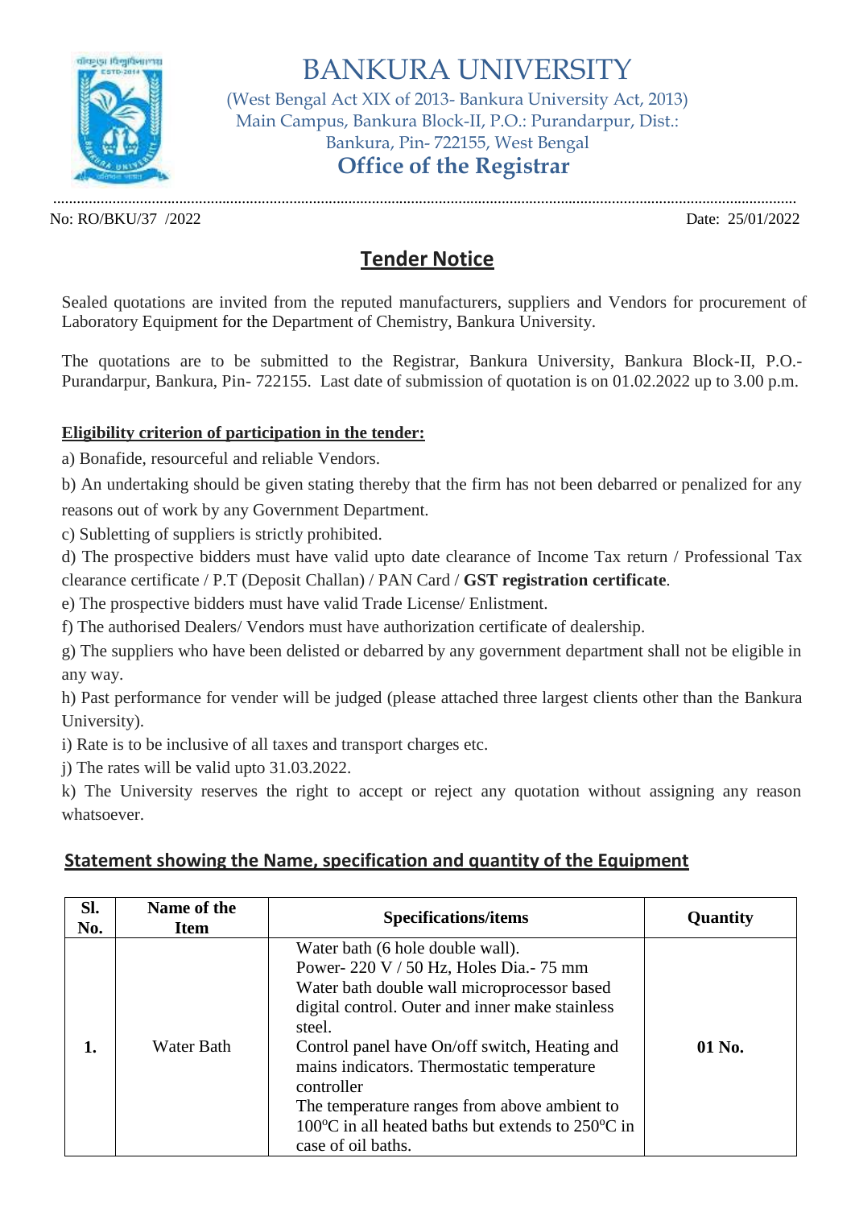# BANKURA UNIVERSITY

(West Bengal Act XIX of 2013- Bankura University Act, 2013)
Main Campus, Bankura Block-II, P.O.: Purandarpur, Dist.: Bankura, Pin- 722155, West Bengal

## Office of the Registrar

No: RO/BKU/37 /2022

Date: 25/01/2022

## Tender Notice

Sealed quotations are invited from the reputed manufacturers, suppliers and Vendors for procurement of Laboratory Equipment for the Department of Chemistry, Bankura University.

The quotations are to be submitted to the Registrar, Bankura University, Bankura Block-II, P.O.- Purandarpur, Bankura, Pin- 722155. Last date of submission of quotation is on 01.02.2022 up to 3.00 p.m.

**Eligibility criterion of participation in the tender:**

a) Bonafide, resourceful and reliable Vendors.

b) An undertaking should be given stating thereby that the firm has not been debarred or penalized for any reasons out of work by any Government Department.

c) Subletting of suppliers is strictly prohibited.

d) The prospective bidders must have valid upto date clearance of Income Tax return / Professional Tax clearance certificate / P.T (Deposit Challan) / PAN Card / **GST registration certificate**.

e) The prospective bidders must have valid Trade License/ Enlistment.

f) The authorised Dealers/ Vendors must have authorization certificate of dealership.

g) The suppliers who have been delisted or debarred by any government department shall not be eligible in any way.

h) Past performance for vender will be judged (please attached three largest clients other than the Bankura University).

i) Rate is to be inclusive of all taxes and transport charges etc.

j) The rates will be valid upto 31.03.2022.

k) The University reserves the right to accept or reject any quotation without assigning any reason whatsoever.

## Statement showing the Name, specification and quantity of the Equipment

| Sl. No. | Name of the Item | Specifications/items | Quantity |
|---|---|---|---|
| **1.** | Water Bath | Water bath (6 hole double wall). Power- 220 V / 50 Hz, Holes Dia.- 75 mm Water bath double wall microprocessor based digital control. Outer and inner make stainless steel. Control panel have On/off switch, Heating and mains indicators. Thermostatic temperature controller The temperature ranges from above ambient to 100°C in all heated baths but extends to 250°C in case of oil baths. | **01 No.** |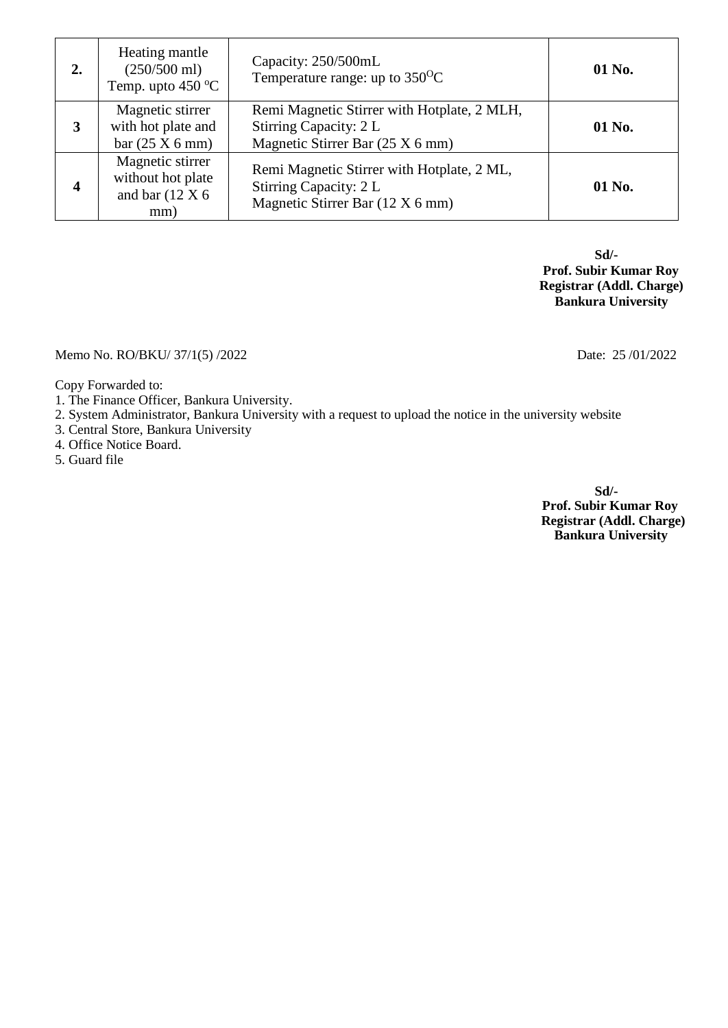| | | | |
|---|---|---|---|
| **2.** | Heating mantle (250/500 ml) Temp. upto 450 $^oC$ | Capacity: 250/500mL<br>Temperature range: up to $350^OC$ | **01 No.** |
| **3** | Magnetic stirrer with hot plate and bar (25 X 6 mm) | Remi Magnetic Stirrer with Hotplate, 2 MLH,<br>Stirring Capacity: 2 L<br>Magnetic Stirrer Bar (25 X 6 mm) | **01 No.** |
| **4** | Magnetic stirrer without hot plate and bar (12 X 6 mm) | Remi Magnetic Stirrer with Hotplate, 2 ML,<br>Stirring Capacity: 2 L<br>Magnetic Stirrer Bar (12 X 6 mm) | **01 No.** |

**Sd/-**
**Prof. Subir Kumar Roy**
**Registrar (Addl. Charge)**
**Bankura University**

Memo No. RO/BKU/ 37/1(5) /2022 Date: 25 /01/2022

Copy Forwarded to:

1. The Finance Officer, Bankura University.
2. System Administrator, Bankura University with a request to upload the notice in the university website
3. Central Store, Bankura University
4. Office Notice Board.
5. Guard file

**Sd/-**
**Prof. Subir Kumar Roy**
**Registrar (Addl. Charge)**
**Bankura University**